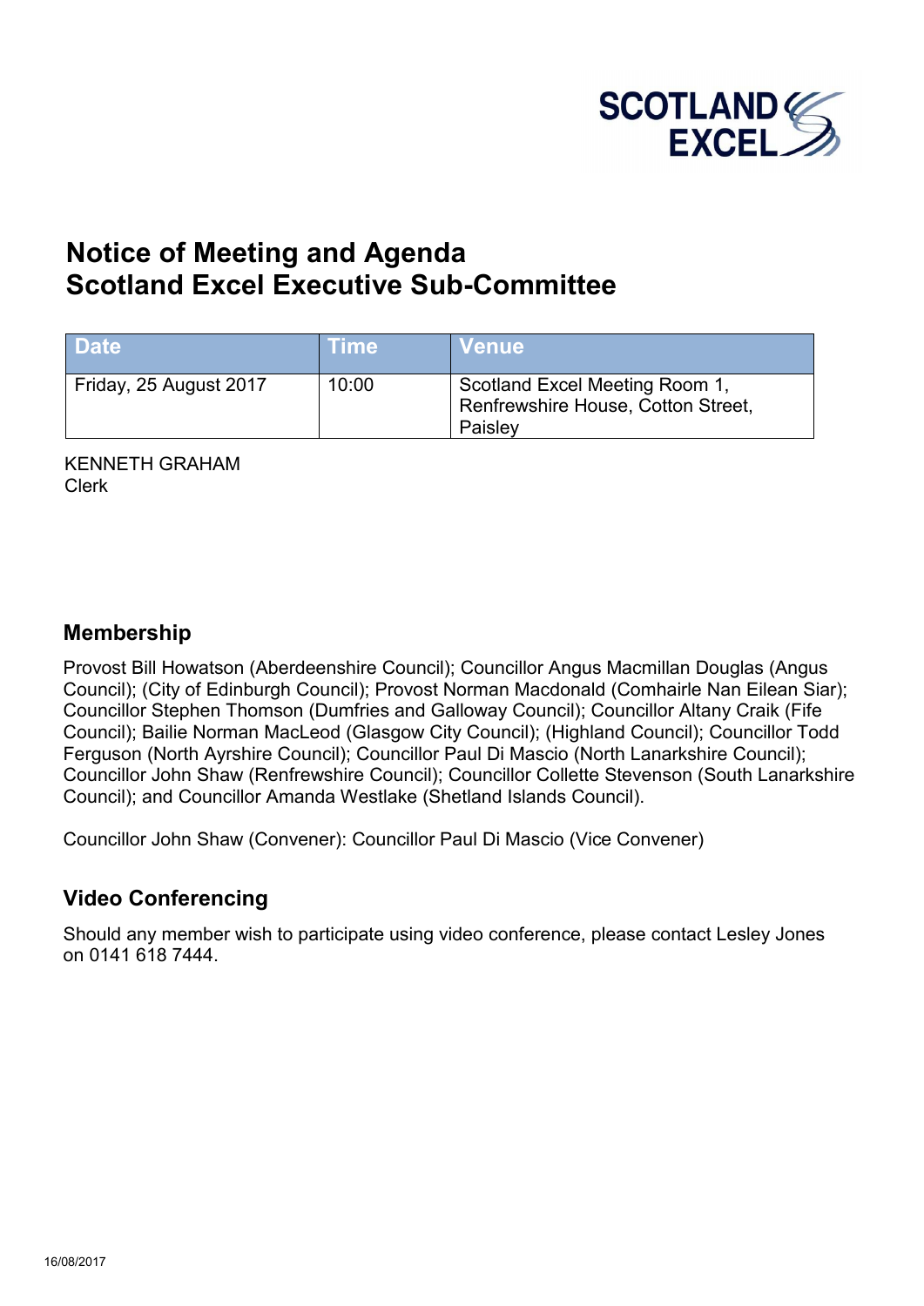SCOTLAND EXCEL

# Notice of Meeting and Agenda
# Scotland Excel Executive Sub-Committee

| Date | Time | Venue |
|---|---|---|
| Friday, 25 August 2017 | 10:00 | Scotland Excel Meeting Room 1, Renfrewshire House, Cotton Street, Paisley |

KENNETH GRAHAM
Clerk

## Membership

Provost Bill Howatson (Aberdeenshire Council); Councillor Angus Macmillan Douglas (Angus Council); (City of Edinburgh Council); Provost Norman Macdonald (Comhairle Nan Eilean Siar); Councillor Stephen Thomson (Dumfries and Galloway Council); Councillor Altany Craik (Fife Council); Bailie Norman MacLeod (Glasgow City Council); (Highland Council); Councillor Todd Ferguson (North Ayrshire Council); Councillor Paul Di Mascio (North Lanarkshire Council); Councillor John Shaw (Renfrewshire Council); Councillor Collette Stevenson (South Lanarkshire Council); and Councillor Amanda Westlake (Shetland Islands Council).

Councillor John Shaw (Convener): Councillor Paul Di Mascio (Vice Convener)

## Video Conferencing

Should any member wish to participate using video conference, please contact Lesley Jones on 0141 618 7444.

16/08/2017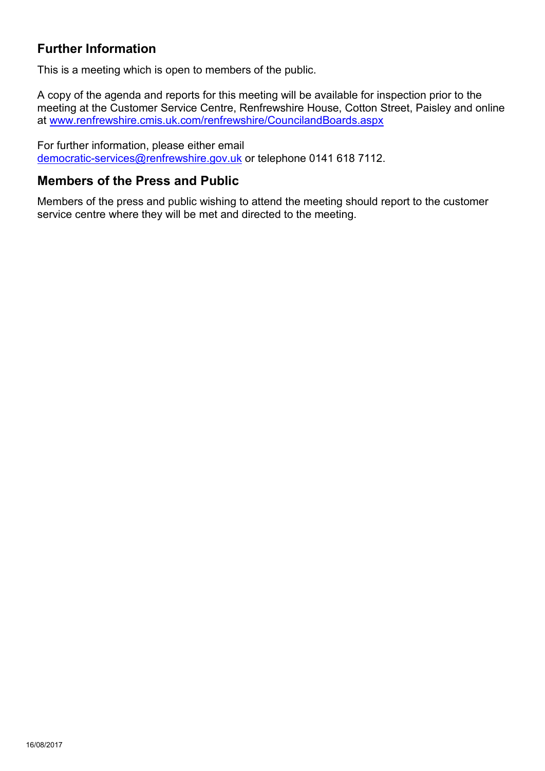## Further Information

This is a meeting which is open to members of the public.

A copy of the agenda and reports for this meeting will be available for inspection prior to the meeting at the Customer Service Centre, Renfrewshire House, Cotton Street, Paisley and online at www.renfrewshire.cmis.uk.com/renfrewshire/CouncilandBoards.aspx

For further information, please either email democratic-services@renfrewshire.gov.uk or telephone 0141 618 7112.

## Members of the Press and Public

Members of the press and public wishing to attend the meeting should report to the customer service centre where they will be met and directed to the meeting.

16/08/2017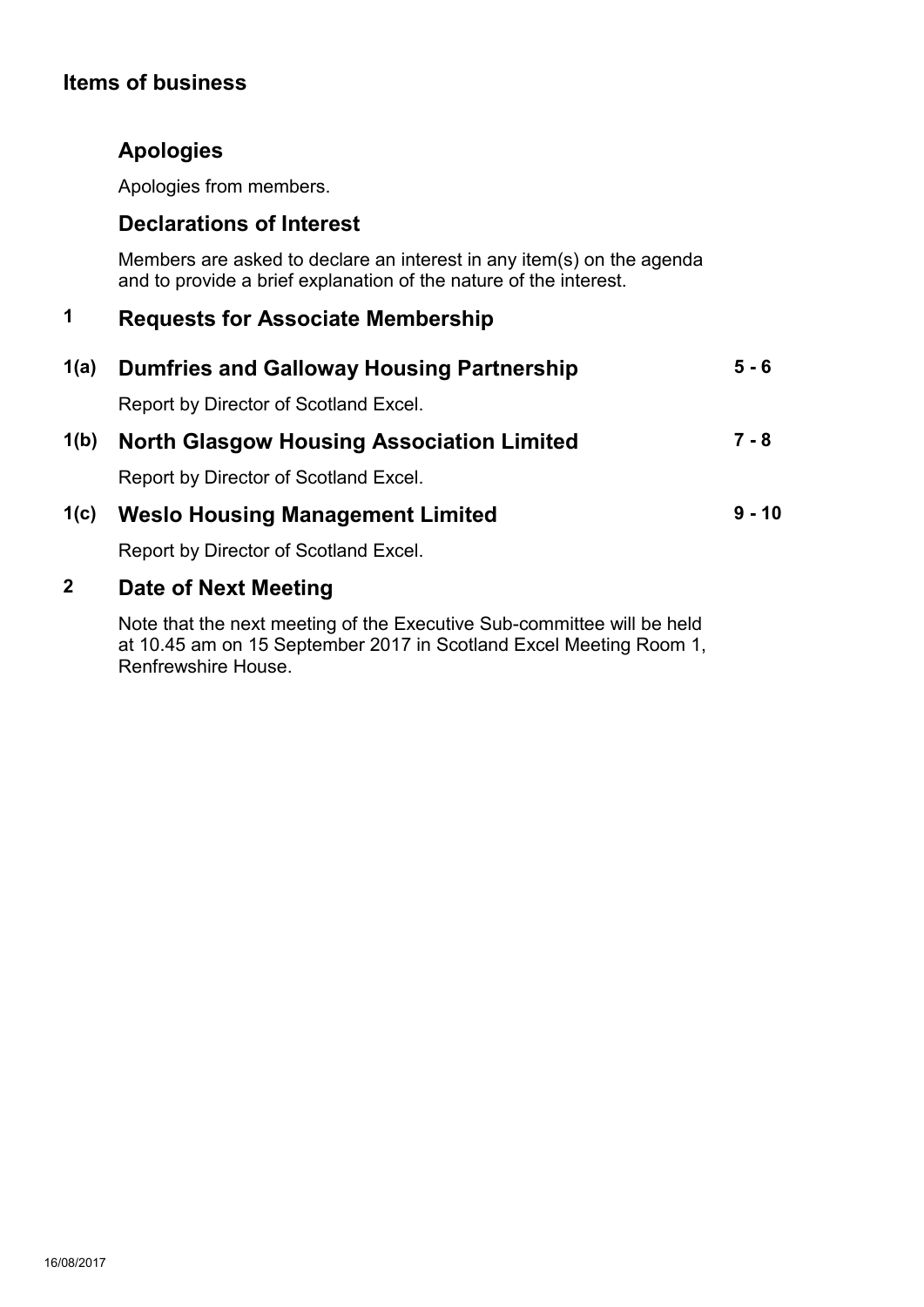## Items of business

### Apologies

Apologies from members.

### Declarations of Interest

Members are asked to declare an interest in any item(s) on the agenda and to provide a brief explanation of the nature of the interest.

### 1 Requests for Associate Membership

### 1(a) Dumfries and Galloway Housing Partnership — 5 - 6

Report by Director of Scotland Excel.

### 1(b) North Glasgow Housing Association Limited — 7 - 8

Report by Director of Scotland Excel.

### 1(c) Weslo Housing Management Limited — 9 - 10

Report by Director of Scotland Excel.

### 2 Date of Next Meeting

Note that the next meeting of the Executive Sub-committee will be held at 10.45 am on 15 September 2017 in Scotland Excel Meeting Room 1, Renfrewshire House.

16/08/2017